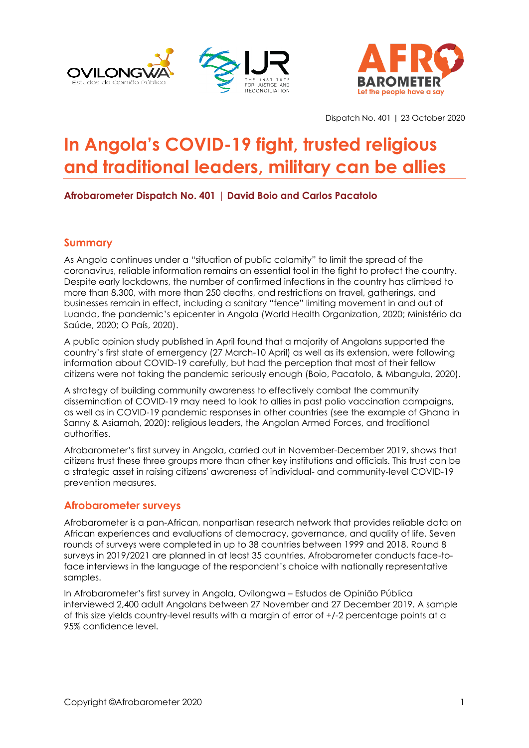Dispatch No. 401 | 23 October 2020

# In Angola's COVID-19 fight, trusted religious and traditional leaders, military can be allies

**Afrobarometer Dispatch No. 401 | David Boio and Carlos Pacatolo**

## Summary

As Angola continues under a "situation of public calamity" to limit the spread of the coronavirus, reliable information remains an essential tool in the fight to protect the country. Despite early lockdowns, the number of confirmed infections in the country has climbed to more than 8,300, with more than 250 deaths, and restrictions on travel, gatherings, and businesses remain in effect, including a sanitary "fence" limiting movement in and out of Luanda, the pandemic's epicenter in Angola (World Health Organization, 2020; Ministério da Saúde, 2020; O País, 2020).

A public opinion study published in April found that a majority of Angolans supported the country's first state of emergency (27 March-10 April) as well as its extension, were following information about COVID-19 carefully, but had the perception that most of their fellow citizens were not taking the pandemic seriously enough (Boio, Pacatolo, & Mbangula, 2020).

A strategy of building community awareness to effectively combat the community dissemination of COVID-19 may need to look to allies in past polio vaccination campaigns, as well as in COVID-19 pandemic responses in other countries (see the example of Ghana in Sanny & Asiamah, 2020): religious leaders, the Angolan Armed Forces, and traditional authorities.

Afrobarometer's first survey in Angola, carried out in November-December 2019, shows that citizens trust these three groups more than other key institutions and officials. This trust can be a strategic asset in raising citizens' awareness of individual- and community-level COVID-19 prevention measures.

## Afrobarometer surveys

Afrobarometer is a pan-African, nonpartisan research network that provides reliable data on African experiences and evaluations of democracy, governance, and quality of life. Seven rounds of surveys were completed in up to 38 countries between 1999 and 2018. Round 8 surveys in 2019/2021 are planned in at least 35 countries. Afrobarometer conducts face-to-face interviews in the language of the respondent's choice with nationally representative samples.

In Afrobarometer's first survey in Angola, Ovilongwa – Estudos de Opinião Pública interviewed 2,400 adult Angolans between 27 November and 27 December 2019. A sample of this size yields country-level results with a margin of error of +/-2 percentage points at a 95% confidence level.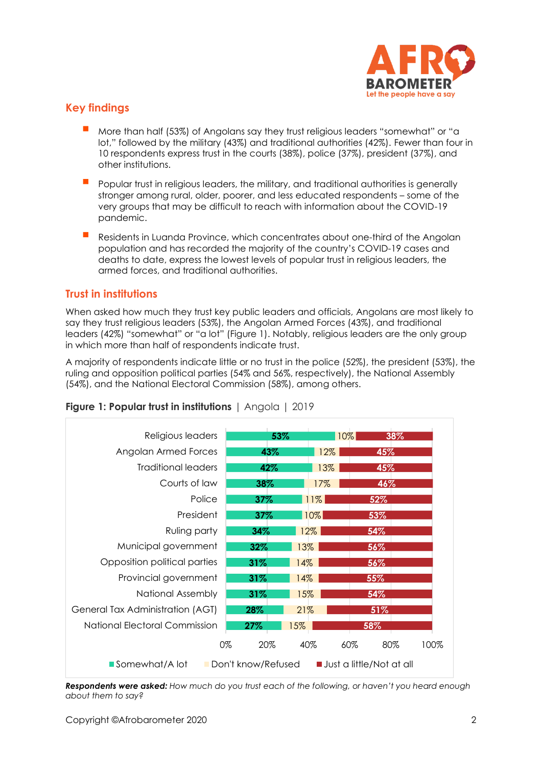## Key findings

- More than half (53%) of Angolans say they trust religious leaders "somewhat" or "a lot," followed by the military (43%) and traditional authorities (42%). Fewer than four in 10 respondents express trust in the courts (38%), police (37%), president (37%), and other institutions.
- Popular trust in religious leaders, the military, and traditional authorities is generally stronger among rural, older, poorer, and less educated respondents – some of the very groups that may be difficult to reach with information about the COVID-19 pandemic.
- Residents in Luanda Province, which concentrates about one-third of the Angolan population and has recorded the majority of the country's COVID-19 cases and deaths to date, express the lowest levels of popular trust in religious leaders, the armed forces, and traditional authorities.

## Trust in institutions

When asked how much they trust key public leaders and officials, Angolans are most likely to say they trust religious leaders (53%), the Angolan Armed Forces (43%), and traditional leaders (42%) "somewhat" or "a lot" (Figure 1). Notably, religious leaders are the only group in which more than half of respondents indicate trust.

A majority of respondents indicate little or no trust in the police (52%), the president (53%), the ruling and opposition political parties (54% and 56%, respectively), the National Assembly (54%), and the National Electoral Commission (58%), among others.

**Figure 1: Popular trust in institutions** | Angola | 2019

| | Somewhat/A lot | Don't know/Refused | Just a little/Not at all |
|---|---|---|---|
| Religious leaders | 53% | 10% | 38% |
| Angolan Armed Forces | 43% | 12% | 45% |
| Traditional leaders | 42% | 13% | 45% |
| Courts of law | 38% | 17% | 46% |
| Police | 37% | 11% | 52% |
| President | 37% | 10% | 53% |
| Ruling party | 34% | 12% | 54% |
| Municipal government | 32% | 13% | 56% |
| Opposition political parties | 31% | 14% | 56% |
| Provincial government | 31% | 14% | 55% |
| National Assembly | 31% | 15% | 54% |
| General Tax Administration (AGT) | 28% | 21% | 51% |
| National Electoral Commission | 27% | 15% | 58% |

***Respondents were asked:*** *How much do you trust each of the following, or haven't you heard enough about them to say?*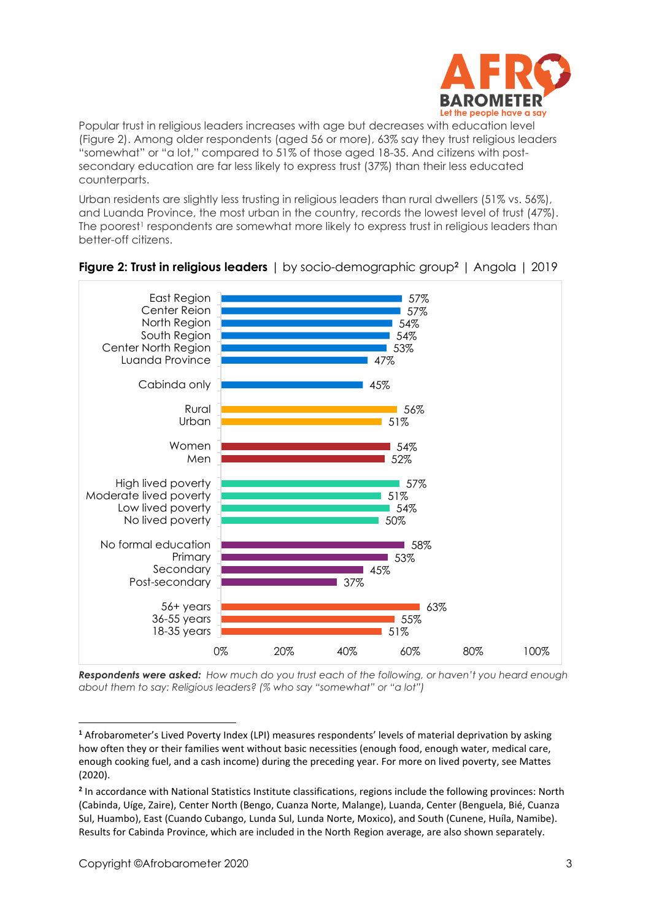Popular trust in religious leaders increases with age but decreases with education level (Figure 2). Among older respondents (aged 56 or more), 63% say they trust religious leaders "somewhat" or "a lot," compared to 51% of those aged 18-35. And citizens with post-secondary education are far less likely to express trust (37%) than their less educated counterparts.

Urban residents are slightly less trusting in religious leaders than rural dwellers (51% vs. 56%), and Luanda Province, the most urban in the country, records the lowest level of trust (47%). The poorest[1] respondents are somewhat more likely to express trust in religious leaders than better-off citizens.

**Figure 2: Trust in religious leaders** | by socio-demographic group[2] | Angola | 2019

| Group | % |
|---|---|
| East Region | 57% |
| Center Reion | 57% |
| North Region | 54% |
| South Region | 54% |
| Center North Region | 53% |
| Luanda Province | 47% |
| Cabinda only | 45% |
| Rural | 56% |
| Urban | 51% |
| Women | 54% |
| Men | 52% |
| High lived poverty | 57% |
| Moderate lived poverty | 51% |
| Low lived poverty | 54% |
| No lived poverty | 50% |
| No formal education | 58% |
| Primary | 53% |
| Secondary | 45% |
| Post-secondary | 37% |
| 56+ years | 63% |
| 36-55 years | 55% |
| 18-35 years | 51% |

***Respondents were asked:*** *How much do you trust each of the following, or haven't you heard enough about them to say: Religious leaders? (% who say "somewhat" or "a lot")*

---

[1] Afrobarometer's Lived Poverty Index (LPI) measures respondents' levels of material deprivation by asking how often they or their families went without basic necessities (enough food, enough water, medical care, enough cooking fuel, and a cash income) during the preceding year. For more on lived poverty, see Mattes (2020).

[2] In accordance with National Statistics Institute classifications, regions include the following provinces: North (Cabinda, Uíge, Zaire), Center North (Bengo, Cuanza Norte, Malange), Luanda, Center (Benguela, Bié, Cuanza Sul, Huambo), East (Cuando Cubango, Lunda Sul, Lunda Norte, Moxico), and South (Cunene, Huíla, Namibe). Results for Cabinda Province, which are included in the North Region average, are also shown separately.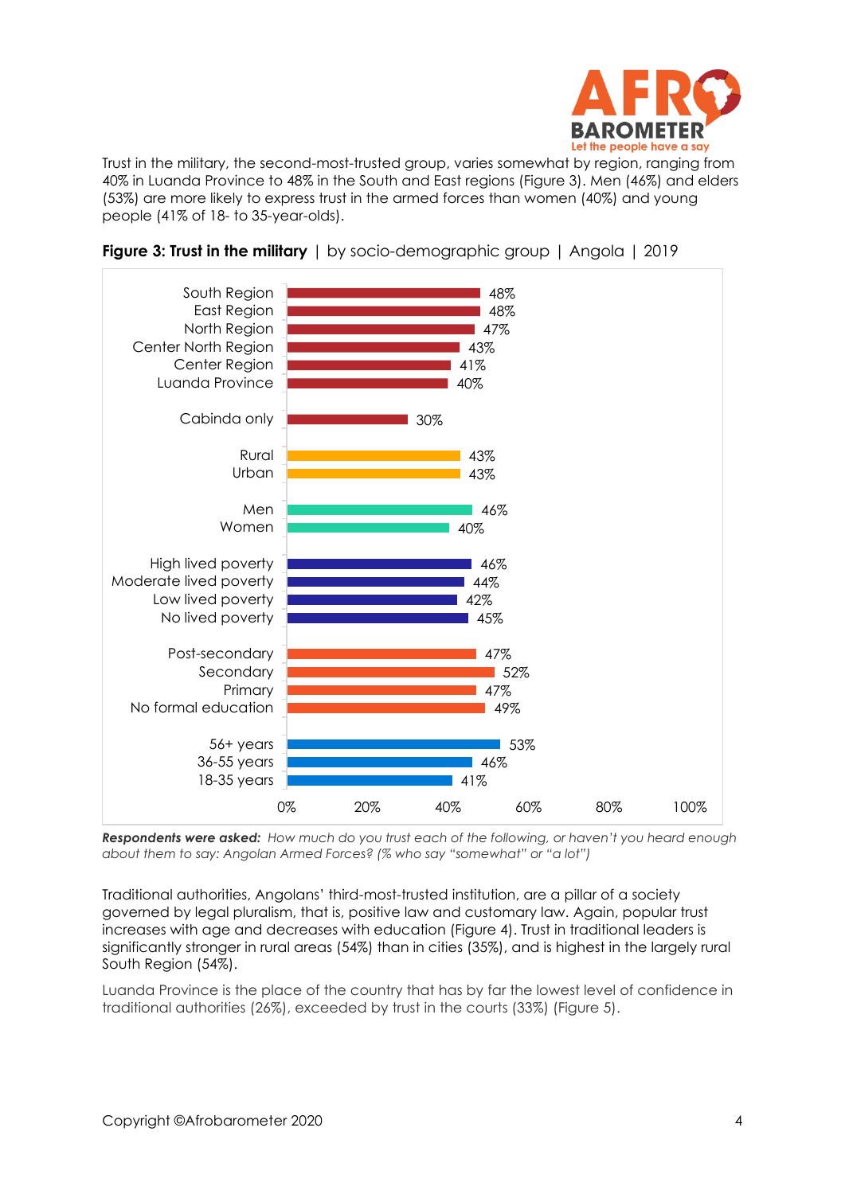Trust in the military, the second-most-trusted group, varies somewhat by region, ranging from 40% in Luanda Province to 48% in the South and East regions (Figure 3). Men (46%) and elders (53%) are more likely to express trust in the armed forces than women (40%) and young people (41% of 18- to 35-year-olds).

**Figure 3: Trust in the military** | by socio-demographic group | Angola | 2019

| Group | % |
|---|---|
| South Region | 48% |
| East Region | 48% |
| North Region | 47% |
| Center North Region | 43% |
| Center Region | 41% |
| Luanda Province | 40% |
| Cabinda only | 30% |
| Rural | 43% |
| Urban | 43% |
| Men | 46% |
| Women | 40% |
| High lived poverty | 46% |
| Moderate lived poverty | 44% |
| Low lived poverty | 42% |
| No lived poverty | 45% |
| Post-secondary | 47% |
| Secondary | 52% |
| Primary | 47% |
| No formal education | 49% |
| 56+ years | 53% |
| 36-55 years | 46% |
| 18-35 years | 41% |

***Respondents were asked:*** *How much do you trust each of the following, or haven't you heard enough about them to say: Angolan Armed Forces? (% who say "somewhat" or "a lot")*

Traditional authorities, Angolans' third-most-trusted institution, are a pillar of a society governed by legal pluralism, that is, positive law and customary law. Again, popular trust increases with age and decreases with education (Figure 4). Trust in traditional leaders is significantly stronger in rural areas (54%) than in cities (35%), and is highest in the largely rural South Region (54%).

Luanda Province is the place of the country that has by far the lowest level of confidence in traditional authorities (26%), exceeded by trust in the courts (33%) (Figure 5).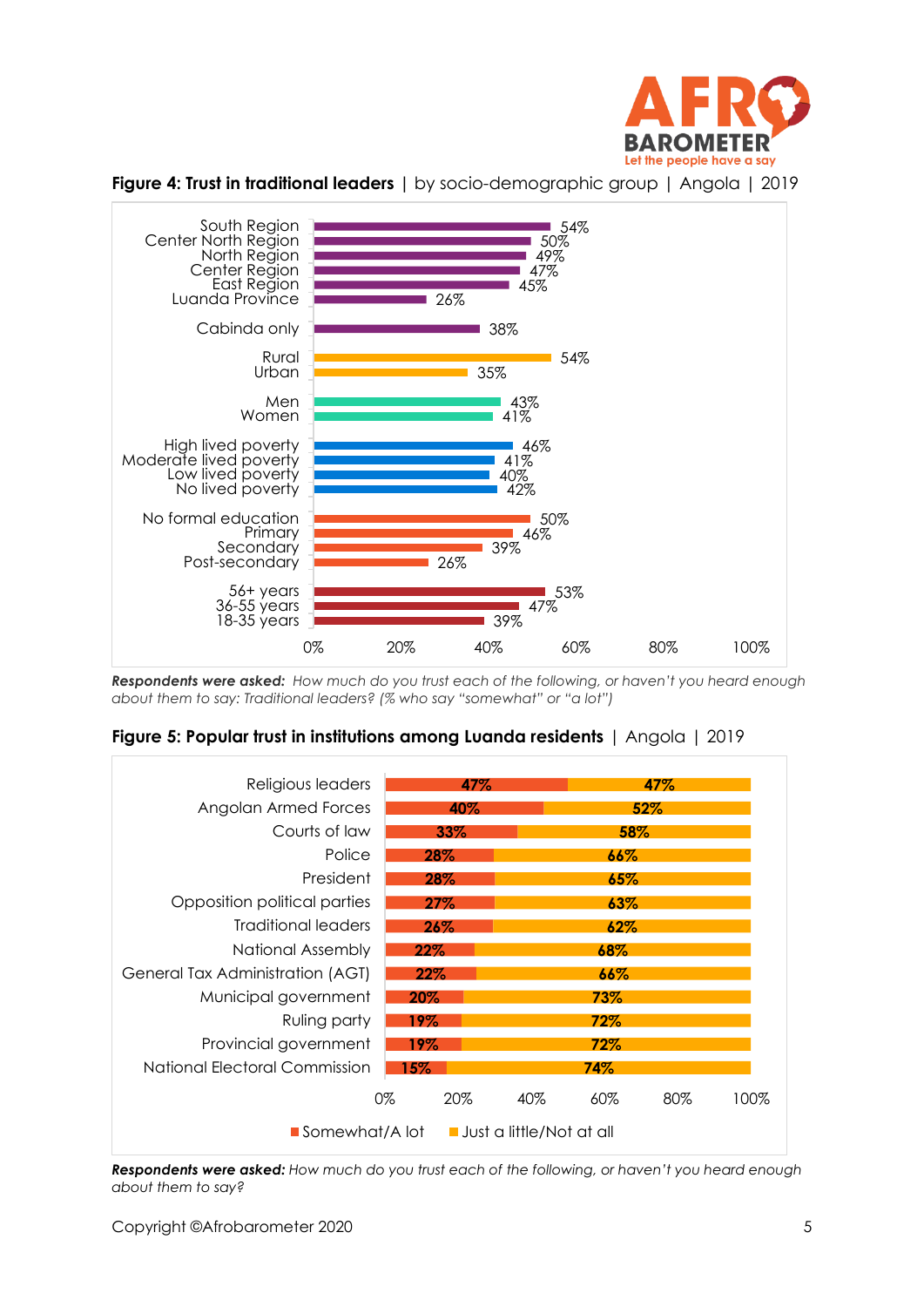**Figure 4: Trust in traditional leaders** | by socio-demographic group | Angola | 2019

| Group | % |
|---|---|
| South Region | 54% |
| Center North Region | 50% |
| North Region | 49% |
| Center Region | 47% |
| East Region | 45% |
| Luanda Province | 26% |
| Cabinda only | 38% |
| Rural | 54% |
| Urban | 35% |
| Men | 43% |
| Women | 41% |
| High lived poverty | 46% |
| Moderate lived poverty | 41% |
| Low lived poverty | 40% |
| No lived poverty | 42% |
| No formal education | 50% |
| Primary | 46% |
| Secondary | 39% |
| Post-secondary | 26% |
| 56+ years | 53% |
| 36-55 years | 47% |
| 18-35 years | 39% |

***Respondents were asked:*** *How much do you trust each of the following, or haven't you heard enough about them to say: Traditional leaders? (% who say "somewhat" or "a lot")*

**Figure 5: Popular trust in institutions among Luanda residents** | Angola | 2019

| Institution | Somewhat/A lot | Just a little/Not at all |
|---|---|---|
| Religious leaders | 47% | 47% |
| Angolan Armed Forces | 40% | 52% |
| Courts of law | 33% | 58% |
| Police | 28% | 66% |
| President | 28% | 65% |
| Opposition political parties | 27% | 63% |
| Traditional leaders | 26% | 62% |
| National Assembly | 22% | 68% |
| General Tax Administration (AGT) | 22% | 66% |
| Municipal government | 20% | 73% |
| Ruling party | 19% | 72% |
| Provincial government | 19% | 72% |
| National Electoral Commission | 15% | 74% |

***Respondents were asked:*** *How much do you trust each of the following, or haven't you heard enough about them to say?*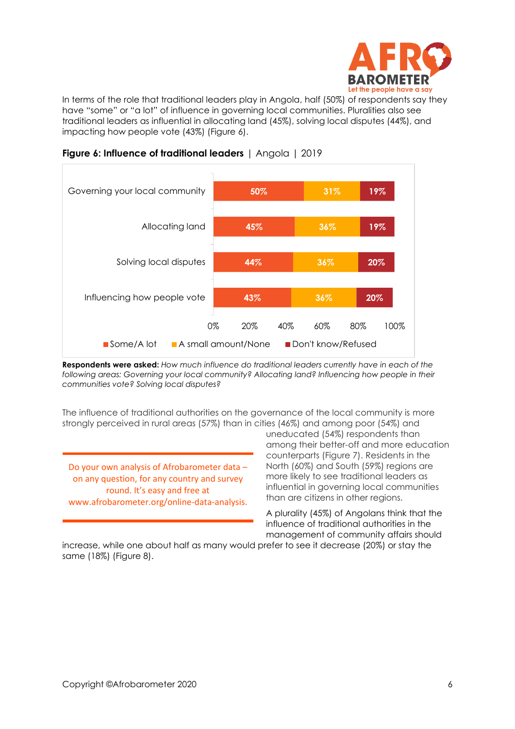In terms of the role that traditional leaders play in Angola, half (50%) of respondents say they have "some" or "a lot" of influence in governing local communities. Pluralities also see traditional leaders as influential in allocating land (45%), solving local disputes (44%), and impacting how people vote (43%) (Figure 6).

**Figure 6: Influence of traditional leaders** | Angola | 2019

| | Some/A lot | A small amount/None | Don't know/Refused |
|---|---|---|---|
| Governing your local community | 50% | 31% | 19% |
| Allocating land | 45% | 36% | 19% |
| Solving local disputes | 44% | 36% | 20% |
| Influencing how people vote | 43% | 36% | 20% |

**Respondents were asked:** *How much influence do traditional leaders currently have in each of the following areas: Governing your local community? Allocating land? Influencing how people in their communities vote? Solving local disputes?*

The influence of traditional authorities on the governance of the local community is more strongly perceived in rural areas (57%) than in cities (46%) and among poor (54%) and uneducated (54%) respondents than among their better-off and more education counterparts (Figure 7). Residents in the North (60%) and South (59%) regions are more likely to see traditional leaders as influential in governing local communities than are citizens in other regions.

A plurality (45%) of Angolans think that the influence of traditional authorities in the management of community affairs should increase, while one about half as many would prefer to see it decrease (20%) or stay the same (18%) (Figure 8).

Do your own analysis of Afrobarometer data – on any question, for any country and survey round. It's easy and free at www.afrobarometer.org/online-data-analysis.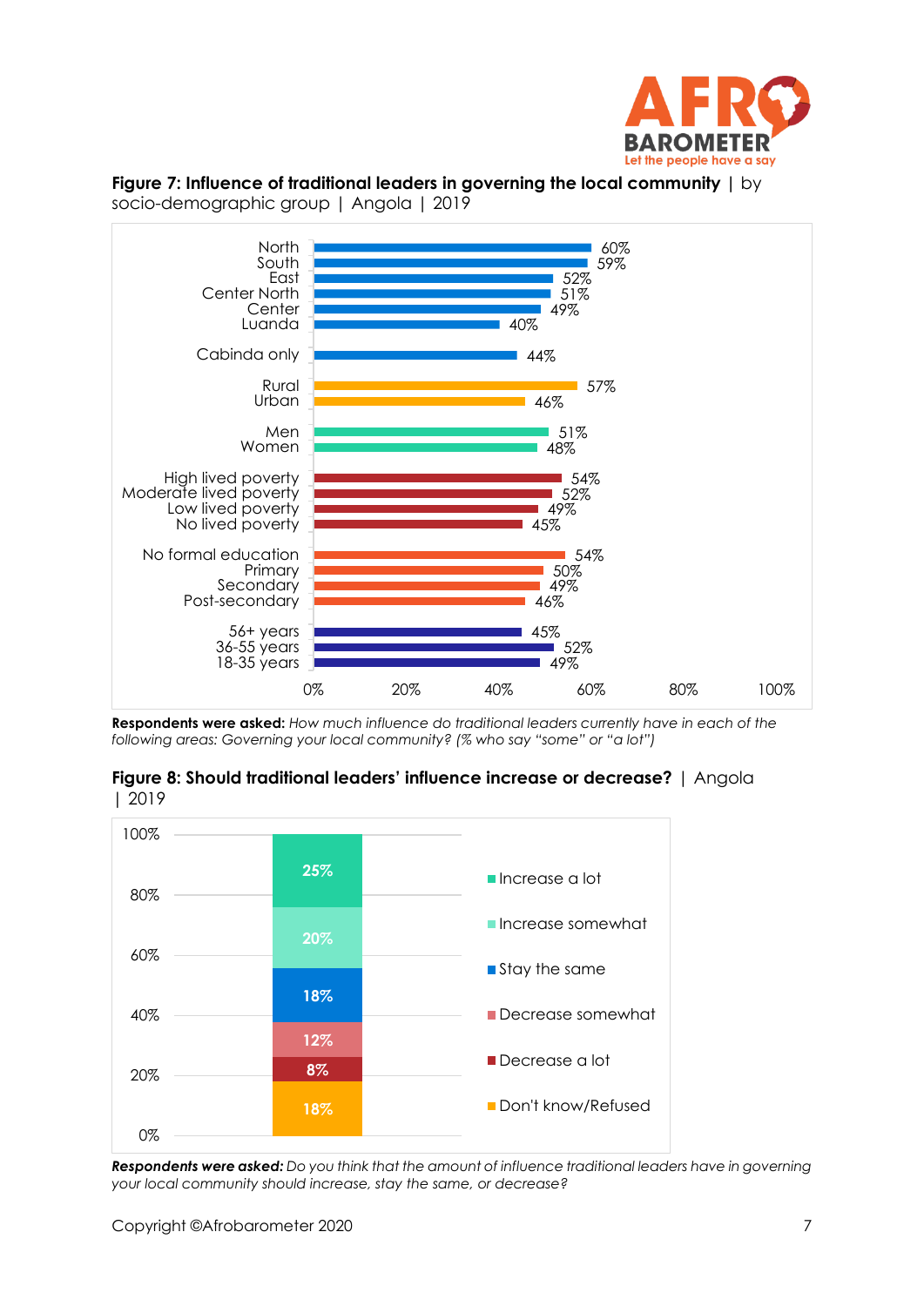**Figure 7: Influence of traditional leaders in governing the local community** | by socio-demographic group | Angola | 2019

| Group | % |
|---|---|
| North | 60% |
| South | 59% |
| East | 52% |
| Center North | 51% |
| Center | 49% |
| Luanda | 40% |
| Cabinda only | 44% |
| Rural | 57% |
| Urban | 46% |
| Men | 51% |
| Women | 48% |
| High lived poverty | 54% |
| Moderate lived poverty | 52% |
| Low lived poverty | 49% |
| No lived poverty | 45% |
| No formal education | 54% |
| Primary | 50% |
| Secondary | 49% |
| Post-secondary | 46% |
| 56+ years | 45% |
| 36-55 years | 52% |
| 18-35 years | 49% |

**Respondents were asked:** *How much influence do traditional leaders currently have in each of the following areas: Governing your local community? (% who say "some" or "a lot")*

**Figure 8: Should traditional leaders' influence increase or decrease?** | Angola | 2019

| Response | % |
|---|---|
| Increase a lot | 25% |
| Increase somewhat | 20% |
| Stay the same | 18% |
| Decrease somewhat | 12% |
| Decrease a lot | 8% |
| Don't know/Refused | 18% |

***Respondents were asked:*** *Do you think that the amount of influence traditional leaders have in governing your local community should increase, stay the same, or decrease?*

Copyright ©Afrobarometer 2020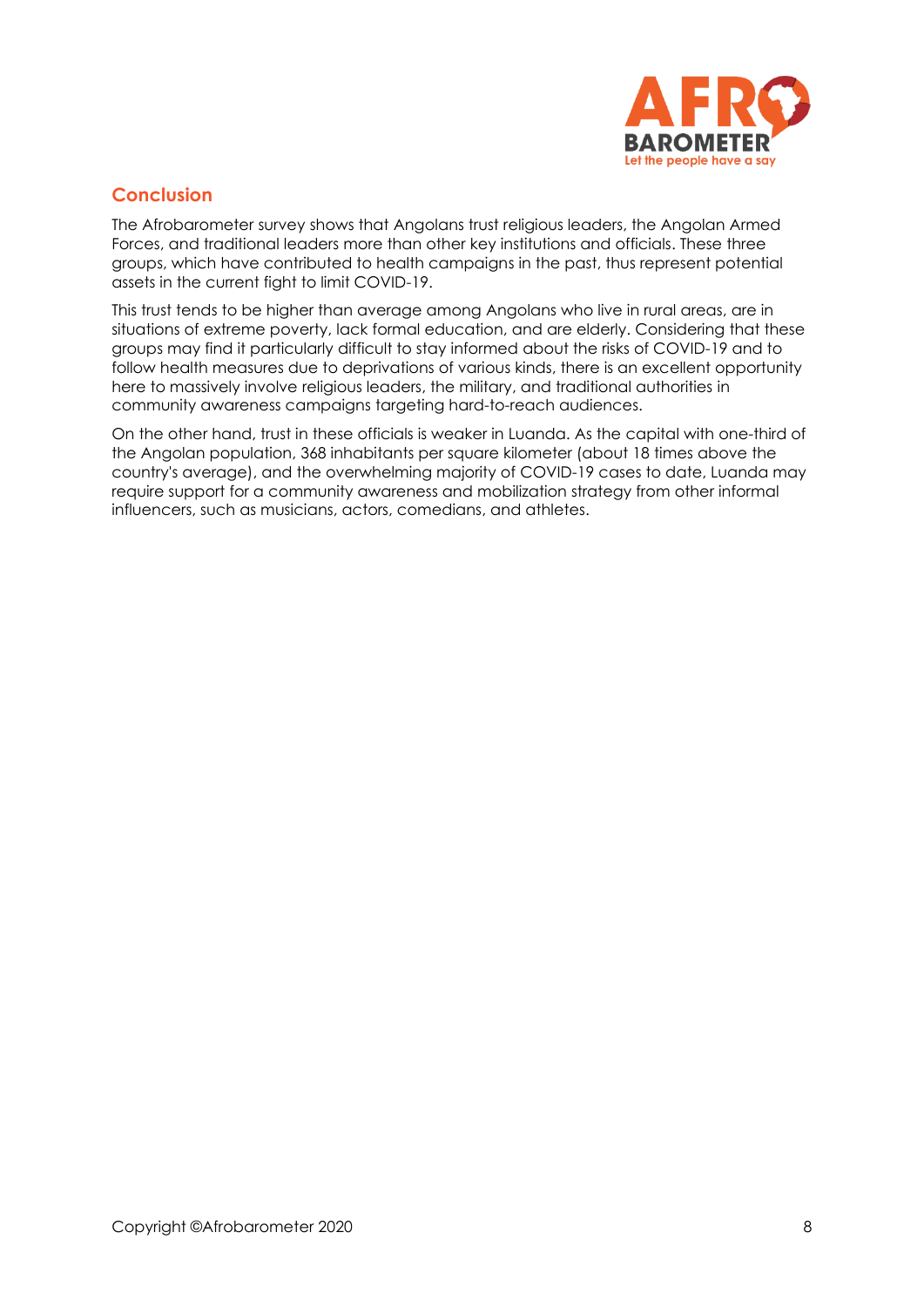## Conclusion

The Afrobarometer survey shows that Angolans trust religious leaders, the Angolan Armed Forces, and traditional leaders more than other key institutions and officials. These three groups, which have contributed to health campaigns in the past, thus represent potential assets in the current fight to limit COVID-19.

This trust tends to be higher than average among Angolans who live in rural areas, are in situations of extreme poverty, lack formal education, and are elderly. Considering that these groups may find it particularly difficult to stay informed about the risks of COVID-19 and to follow health measures due to deprivations of various kinds, there is an excellent opportunity here to massively involve religious leaders, the military, and traditional authorities in community awareness campaigns targeting hard-to-reach audiences.

On the other hand, trust in these officials is weaker in Luanda. As the capital with one-third of the Angolan population, 368 inhabitants per square kilometer (about 18 times above the country's average), and the overwhelming majority of COVID-19 cases to date, Luanda may require support for a community awareness and mobilization strategy from other informal influencers, such as musicians, actors, comedians, and athletes.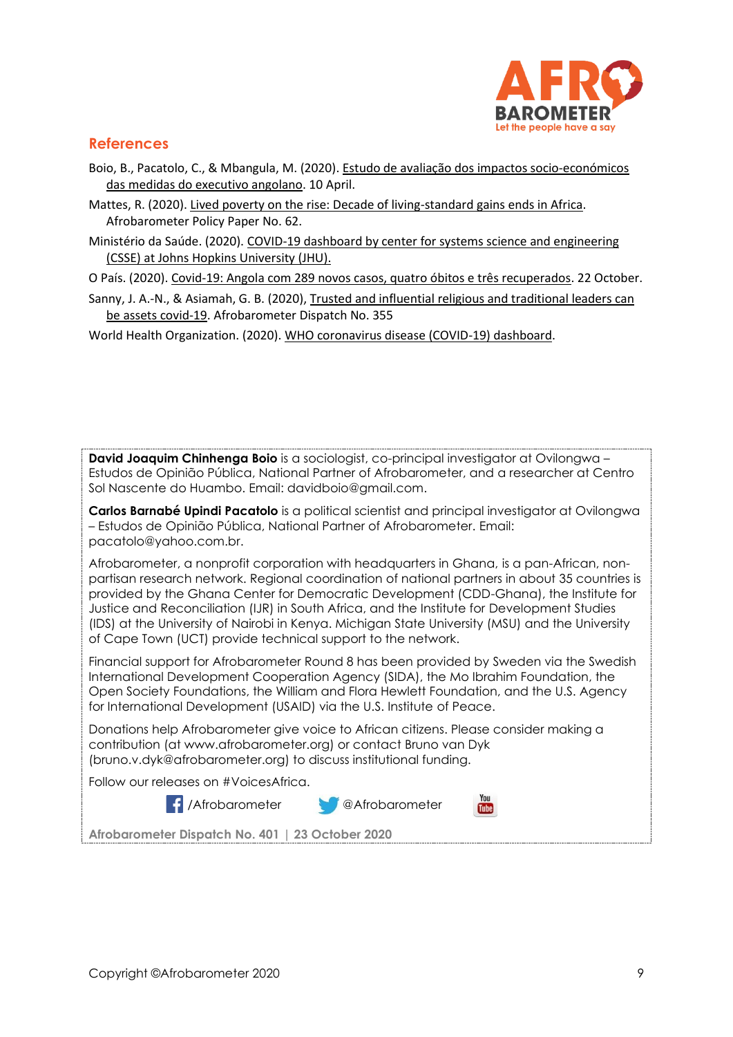## References

Boio, B., Pacatolo, C., & Mbangula, M. (2020). Estudo de avaliação dos impactos socio-económicos das medidas do executivo angolano. 10 April.

Mattes, R. (2020). Lived poverty on the rise: Decade of living-standard gains ends in Africa. Afrobarometer Policy Paper No. 62.

Ministério da Saúde. (2020). COVID-19 dashboard by center for systems science and engineering (CSSE) at Johns Hopkins University (JHU).

O País. (2020). Covid-19: Angola com 289 novos casos, quatro óbitos e três recuperados. 22 October.

Sanny, J. A.-N., & Asiamah, G. B. (2020), Trusted and influential religious and traditional leaders can be assets covid-19. Afrobarometer Dispatch No. 355

World Health Organization. (2020). WHO coronavirus disease (COVID-19) dashboard.

**David Joaquim Chinhenga Boio** is a sociologist, co-principal investigator at Ovilongwa – Estudos de Opinião Pública, National Partner of Afrobarometer, and a researcher at Centro Sol Nascente do Huambo. Email: davidboio@gmail.com.

**Carlos Barnabé Upindi Pacatolo** is a political scientist and principal investigator at Ovilongwa – Estudos de Opinião Pública, National Partner of Afrobarometer. Email: pacatolo@yahoo.com.br.

Afrobarometer, a nonprofit corporation with headquarters in Ghana, is a pan-African, non-partisan research network. Regional coordination of national partners in about 35 countries is provided by the Ghana Center for Democratic Development (CDD-Ghana), the Institute for Justice and Reconciliation (IJR) in South Africa, and the Institute for Development Studies (IDS) at the University of Nairobi in Kenya. Michigan State University (MSU) and the University of Cape Town (UCT) provide technical support to the network.

Financial support for Afrobarometer Round 8 has been provided by Sweden via the Swedish International Development Cooperation Agency (SIDA), the Mo Ibrahim Foundation, the Open Society Foundations, the William and Flora Hewlett Foundation, and the U.S. Agency for International Development (USAID) via the U.S. Institute of Peace.

Donations help Afrobarometer give voice to African citizens. Please consider making a contribution (at www.afrobarometer.org) or contact Bruno van Dyk (bruno.v.dyk@afrobarometer.org) to discuss institutional funding.

Follow our releases on #VoicesAfrica.

/Afrobarometer    @Afrobarometer

**Afrobarometer Dispatch No. 401 | 23 October 2020**

Copyright ©Afrobarometer 2020